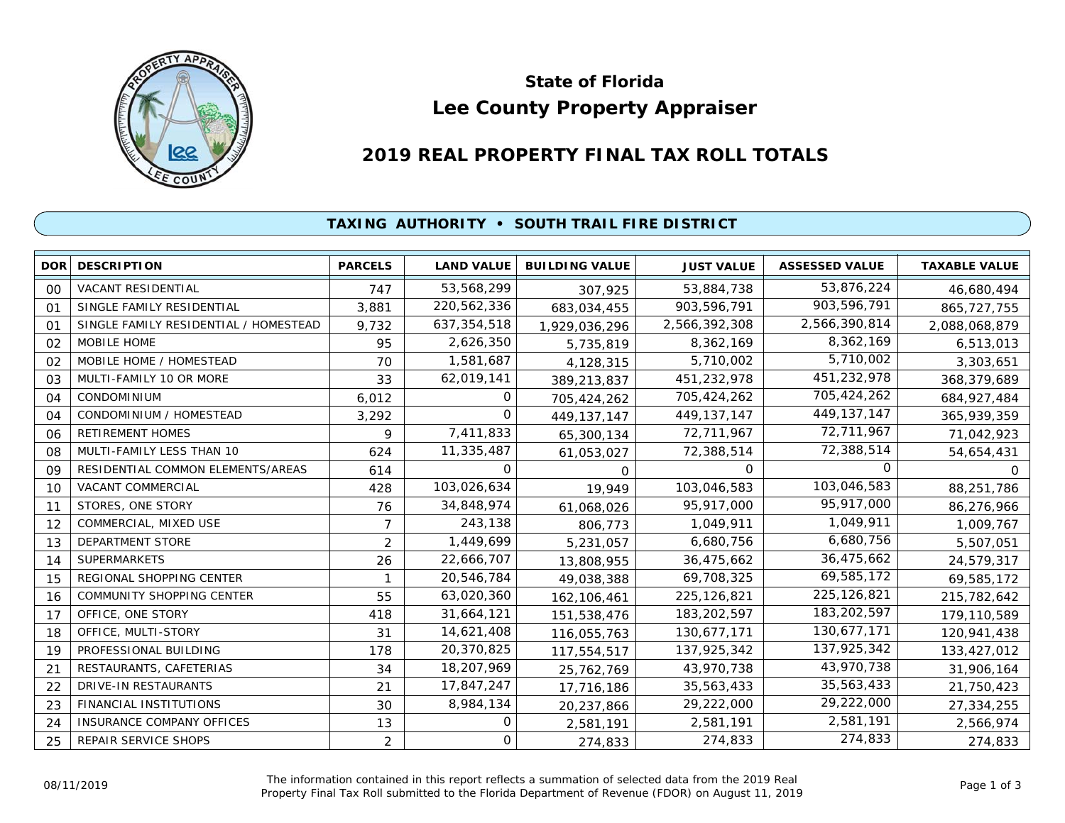## State of Florida
# Lee County Property Appraiser

## 2019 REAL PROPERTY FINAL TAX ROLL TOTALS

### TAXING AUTHORITY • SOUTH TRAIL FIRE DISTRICT

| DOR | DESCRIPTION | PARCELS | LAND VALUE | BUILDING VALUE | JUST VALUE | ASSESSED VALUE | TAXABLE VALUE |
|---|---|---|---|---|---|---|---|
| 00 | VACANT RESIDENTIAL | 747 | 53,568,299 | 307,925 | 53,884,738 | 53,876,224 | 46,680,494 |
| 01 | SINGLE FAMILY RESIDENTIAL | 3,881 | 220,562,336 | 683,034,455 | 903,596,791 | 903,596,791 | 865,727,755 |
| 01 | SINGLE FAMILY RESIDENTIAL / HOMESTEAD | 9,732 | 637,354,518 | 1,929,036,296 | 2,566,392,308 | 2,566,390,814 | 2,088,068,879 |
| 02 | MOBILE HOME | 95 | 2,626,350 | 5,735,819 | 8,362,169 | 8,362,169 | 6,513,013 |
| 02 | MOBILE HOME / HOMESTEAD | 70 | 1,581,687 | 4,128,315 | 5,710,002 | 5,710,002 | 3,303,651 |
| 03 | MULTI-FAMILY 10 OR MORE | 33 | 62,019,141 | 389,213,837 | 451,232,978 | 451,232,978 | 368,379,689 |
| 04 | CONDOMINIUM | 6,012 | 0 | 705,424,262 | 705,424,262 | 705,424,262 | 684,927,484 |
| 04 | CONDOMINIUM / HOMESTEAD | 3,292 | 0 | 449,137,147 | 449,137,147 | 449,137,147 | 365,939,359 |
| 06 | RETIREMENT HOMES | 9 | 7,411,833 | 65,300,134 | 72,711,967 | 72,711,967 | 71,042,923 |
| 08 | MULTI-FAMILY LESS THAN 10 | 624 | 11,335,487 | 61,053,027 | 72,388,514 | 72,388,514 | 54,654,431 |
| 09 | RESIDENTIAL COMMON ELEMENTS/AREAS | 614 | 0 | 0 | 0 | 0 | 0 |
| 10 | VACANT COMMERCIAL | 428 | 103,026,634 | 19,949 | 103,046,583 | 103,046,583 | 88,251,786 |
| 11 | STORES, ONE STORY | 76 | 34,848,974 | 61,068,026 | 95,917,000 | 95,917,000 | 86,276,966 |
| 12 | COMMERCIAL, MIXED USE | 7 | 243,138 | 806,773 | 1,049,911 | 1,049,911 | 1,009,767 |
| 13 | DEPARTMENT STORE | 2 | 1,449,699 | 5,231,057 | 6,680,756 | 6,680,756 | 5,507,051 |
| 14 | SUPERMARKETS | 26 | 22,666,707 | 13,808,955 | 36,475,662 | 36,475,662 | 24,579,317 |
| 15 | REGIONAL SHOPPING CENTER | 1 | 20,546,784 | 49,038,388 | 69,708,325 | 69,585,172 | 69,585,172 |
| 16 | COMMUNITY SHOPPING CENTER | 55 | 63,020,360 | 162,106,461 | 225,126,821 | 225,126,821 | 215,782,642 |
| 17 | OFFICE, ONE STORY | 418 | 31,664,121 | 151,538,476 | 183,202,597 | 183,202,597 | 179,110,589 |
| 18 | OFFICE, MULTI-STORY | 31 | 14,621,408 | 116,055,763 | 130,677,171 | 130,677,171 | 120,941,438 |
| 19 | PROFESSIONAL BUILDING | 178 | 20,370,825 | 117,554,517 | 137,925,342 | 137,925,342 | 133,427,012 |
| 21 | RESTAURANTS, CAFETERIAS | 34 | 18,207,969 | 25,762,769 | 43,970,738 | 43,970,738 | 31,906,164 |
| 22 | DRIVE-IN RESTAURANTS | 21 | 17,847,247 | 17,716,186 | 35,563,433 | 35,563,433 | 21,750,423 |
| 23 | FINANCIAL INSTITUTIONS | 30 | 8,984,134 | 20,237,866 | 29,222,000 | 29,222,000 | 27,334,255 |
| 24 | INSURANCE COMPANY OFFICES | 13 | 0 | 2,581,191 | 2,581,191 | 2,581,191 | 2,566,974 |
| 25 | REPAIR SERVICE SHOPS | 2 | 0 | 274,833 | 274,833 | 274,833 | 274,833 |

08/11/2019

The information contained in this report reflects a summation of selected data from the 2019 Real Property Final Tax Roll submitted to the Florida Department of Revenue (FDOR) on August 11, 2019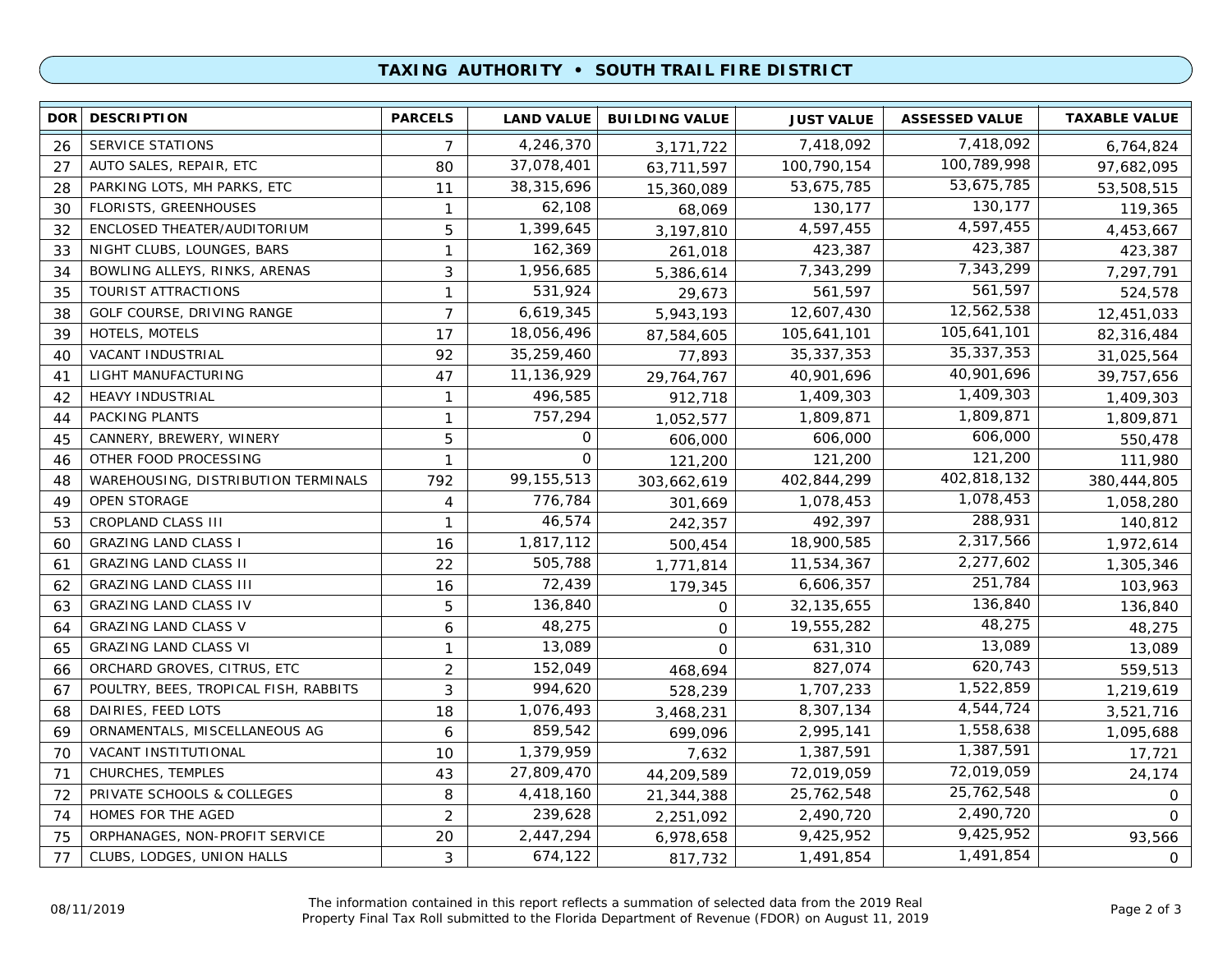## TAXING AUTHORITY • SOUTH TRAIL FIRE DISTRICT

| DOR | DESCRIPTION | PARCELS | LAND VALUE | BUILDING VALUE | JUST VALUE | ASSESSED VALUE | TAXABLE VALUE |
|---|---|---|---|---|---|---|---|
| 26 | SERVICE STATIONS | 7 | 4,246,370 | 3,171,722 | 7,418,092 | 7,418,092 | 6,764,824 |
| 27 | AUTO SALES, REPAIR, ETC | 80 | 37,078,401 | 63,711,597 | 100,790,154 | 100,789,998 | 97,682,095 |
| 28 | PARKING LOTS, MH PARKS, ETC | 11 | 38,315,696 | 15,360,089 | 53,675,785 | 53,675,785 | 53,508,515 |
| 30 | FLORISTS, GREENHOUSES | 1 | 62,108 | 68,069 | 130,177 | 130,177 | 119,365 |
| 32 | ENCLOSED THEATER/AUDITORIUM | 5 | 1,399,645 | 3,197,810 | 4,597,455 | 4,597,455 | 4,453,667 |
| 33 | NIGHT CLUBS, LOUNGES, BARS | 1 | 162,369 | 261,018 | 423,387 | 423,387 | 423,387 |
| 34 | BOWLING ALLEYS, RINKS, ARENAS | 3 | 1,956,685 | 5,386,614 | 7,343,299 | 7,343,299 | 7,297,791 |
| 35 | TOURIST ATTRACTIONS | 1 | 531,924 | 29,673 | 561,597 | 561,597 | 524,578 |
| 38 | GOLF COURSE, DRIVING RANGE | 7 | 6,619,345 | 5,943,193 | 12,607,430 | 12,562,538 | 12,451,033 |
| 39 | HOTELS, MOTELS | 17 | 18,056,496 | 87,584,605 | 105,641,101 | 105,641,101 | 82,316,484 |
| 40 | VACANT INDUSTRIAL | 92 | 35,259,460 | 77,893 | 35,337,353 | 35,337,353 | 31,025,564 |
| 41 | LIGHT MANUFACTURING | 47 | 11,136,929 | 29,764,767 | 40,901,696 | 40,901,696 | 39,757,656 |
| 42 | HEAVY INDUSTRIAL | 1 | 496,585 | 912,718 | 1,409,303 | 1,409,303 | 1,409,303 |
| 44 | PACKING PLANTS | 1 | 757,294 | 1,052,577 | 1,809,871 | 1,809,871 | 1,809,871 |
| 45 | CANNERY, BREWERY, WINERY | 5 | 0 | 606,000 | 606,000 | 606,000 | 550,478 |
| 46 | OTHER FOOD PROCESSING | 1 | 0 | 121,200 | 121,200 | 121,200 | 111,980 |
| 48 | WAREHOUSING, DISTRIBUTION TERMINALS | 792 | 99,155,513 | 303,662,619 | 402,844,299 | 402,818,132 | 380,444,805 |
| 49 | OPEN STORAGE | 4 | 776,784 | 301,669 | 1,078,453 | 1,078,453 | 1,058,280 |
| 53 | CROPLAND CLASS III | 1 | 46,574 | 242,357 | 492,397 | 288,931 | 140,812 |
| 60 | GRAZING LAND CLASS I | 16 | 1,817,112 | 500,454 | 18,900,585 | 2,317,566 | 1,972,614 |
| 61 | GRAZING LAND CLASS II | 22 | 505,788 | 1,771,814 | 11,534,367 | 2,277,602 | 1,305,346 |
| 62 | GRAZING LAND CLASS III | 16 | 72,439 | 179,345 | 6,606,357 | 251,784 | 103,963 |
| 63 | GRAZING LAND CLASS IV | 5 | 136,840 | 0 | 32,135,655 | 136,840 | 136,840 |
| 64 | GRAZING LAND CLASS V | 6 | 48,275 | 0 | 19,555,282 | 48,275 | 48,275 |
| 65 | GRAZING LAND CLASS VI | 1 | 13,089 | 0 | 631,310 | 13,089 | 13,089 |
| 66 | ORCHARD GROVES, CITRUS, ETC | 2 | 152,049 | 468,694 | 827,074 | 620,743 | 559,513 |
| 67 | POULTRY, BEES, TROPICAL FISH, RABBITS | 3 | 994,620 | 528,239 | 1,707,233 | 1,522,859 | 1,219,619 |
| 68 | DAIRIES, FEED LOTS | 18 | 1,076,493 | 3,468,231 | 8,307,134 | 4,544,724 | 3,521,716 |
| 69 | ORNAMENTALS, MISCELLANEOUS AG | 6 | 859,542 | 699,096 | 2,995,141 | 1,558,638 | 1,095,688 |
| 70 | VACANT INSTITUTIONAL | 10 | 1,379,959 | 7,632 | 1,387,591 | 1,387,591 | 17,721 |
| 71 | CHURCHES, TEMPLES | 43 | 27,809,470 | 44,209,589 | 72,019,059 | 72,019,059 | 24,174 |
| 72 | PRIVATE SCHOOLS & COLLEGES | 8 | 4,418,160 | 21,344,388 | 25,762,548 | 25,762,548 | 0 |
| 74 | HOMES FOR THE AGED | 2 | 239,628 | 2,251,092 | 2,490,720 | 2,490,720 | 0 |
| 75 | ORPHANAGES, NON-PROFIT SERVICE | 20 | 2,447,294 | 6,978,658 | 9,425,952 | 9,425,952 | 93,566 |
| 77 | CLUBS, LODGES, UNION HALLS | 3 | 674,122 | 817,732 | 1,491,854 | 1,491,854 | 0 |

08/11/2019

The information contained in this report reflects a summation of selected data from the 2019 Real Property Final Tax Roll submitted to the Florida Department of Revenue (FDOR) on August 11, 2019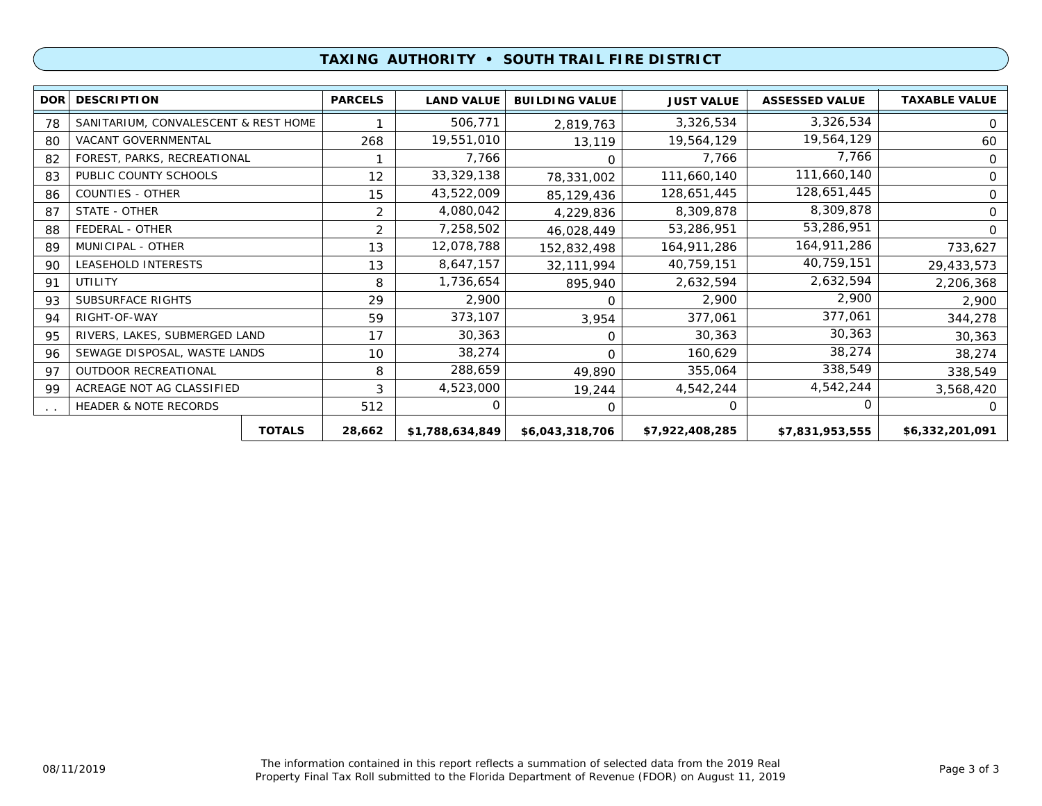## TAXING AUTHORITY • SOUTH TRAIL FIRE DISTRICT

| DOR | DESCRIPTION | PARCELS | LAND VALUE | BUILDING VALUE | JUST VALUE | ASSESSED VALUE | TAXABLE VALUE |
|---|---|---|---|---|---|---|---|
| 78 | SANITARIUM, CONVALESCENT & REST HOME | 1 | 506,771 | 2,819,763 | 3,326,534 | 3,326,534 | 0 |
| 80 | VACANT GOVERNMENTAL | 268 | 19,551,010 | 13,119 | 19,564,129 | 19,564,129 | 60 |
| 82 | FOREST, PARKS, RECREATIONAL | 1 | 7,766 | 0 | 7,766 | 7,766 | 0 |
| 83 | PUBLIC COUNTY SCHOOLS | 12 | 33,329,138 | 78,331,002 | 111,660,140 | 111,660,140 | 0 |
| 86 | COUNTIES - OTHER | 15 | 43,522,009 | 85,129,436 | 128,651,445 | 128,651,445 | 0 |
| 87 | STATE - OTHER | 2 | 4,080,042 | 4,229,836 | 8,309,878 | 8,309,878 | 0 |
| 88 | FEDERAL - OTHER | 2 | 7,258,502 | 46,028,449 | 53,286,951 | 53,286,951 | 0 |
| 89 | MUNICIPAL - OTHER | 13 | 12,078,788 | 152,832,498 | 164,911,286 | 164,911,286 | 733,627 |
| 90 | LEASEHOLD INTERESTS | 13 | 8,647,157 | 32,111,994 | 40,759,151 | 40,759,151 | 29,433,573 |
| 91 | UTILITY | 8 | 1,736,654 | 895,940 | 2,632,594 | 2,632,594 | 2,206,368 |
| 93 | SUBSURFACE RIGHTS | 29 | 2,900 | 0 | 2,900 | 2,900 | 2,900 |
| 94 | RIGHT-OF-WAY | 59 | 373,107 | 3,954 | 377,061 | 377,061 | 344,278 |
| 95 | RIVERS, LAKES, SUBMERGED LAND | 17 | 30,363 | 0 | 30,363 | 30,363 | 30,363 |
| 96 | SEWAGE DISPOSAL, WASTE LANDS | 10 | 38,274 | 0 | 160,629 | 38,274 | 38,274 |
| 97 | OUTDOOR RECREATIONAL | 8 | 288,659 | 49,890 | 355,064 | 338,549 | 338,549 |
| 99 | ACREAGE NOT AG CLASSIFIED | 3 | 4,523,000 | 19,244 | 4,542,244 | 4,542,244 | 3,568,420 |
| . . | HEADER & NOTE RECORDS | 512 | 0 | 0 | 0 | 0 | 0 |
| | **TOTALS** | **28,662** | **$1,788,634,849** | **$6,043,318,706** | **$7,922,408,285** | **$7,831,953,555** | **$6,332,201,091** |

08/11/2019

The information contained in this report reflects a summation of selected data from the 2019 Real Property Final Tax Roll submitted to the Florida Department of Revenue (FDOR) on August 11, 2019